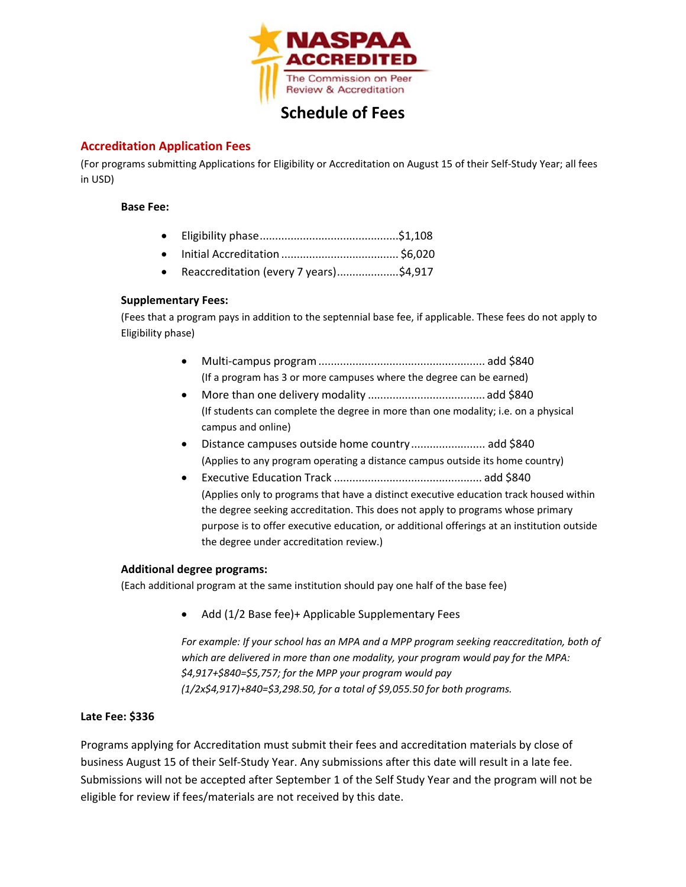NASPAA ACCREDITED

The Commission on Peer Review & Accreditation

# Schedule of Fees

## Accreditation Application Fees

(For programs submitting Applications for Eligibility or Accreditation on August 15 of their Self-Study Year; all fees in USD)

**Base Fee:**

- Eligibility phase............................................$1,108
- Initial Accreditation ..................................... $6,020
- Reaccreditation (every 7 years)...................$4,917

**Supplementary Fees:**

(Fees that a program pays in addition to the septennial base fee, if applicable. These fees do not apply to Eligibility phase)

- Multi-campus program ..................................................... add $840
  (If a program has 3 or more campuses where the degree can be earned)
- More than one delivery modality ..................................... add $840
  (If students can complete the degree in more than one modality; i.e. on a physical campus and online)
- Distance campuses outside home country ........................ add $840
  (Applies to any program operating a distance campus outside its home country)
- Executive Education Track ................................................ add $840
  (Applies only to programs that have a distinct executive education track housed within the degree seeking accreditation. This does not apply to programs whose primary purpose is to offer executive education, or additional offerings at an institution outside the degree under accreditation review.)

**Additional degree programs:**

(Each additional program at the same institution should pay one half of the base fee)

- Add (1/2 Base fee)+ Applicable Supplementary Fees

*For example: If your school has an MPA and a MPP program seeking reaccreditation, both of which are delivered in more than one modality, your program would pay for the MPA: $4,917+$840=$5,757; for the MPP your program would pay (1/2x$4,917)+840=$3,298.50, for a total of $9,055.50 for both programs.*

**Late Fee: $336**

Programs applying for Accreditation must submit their fees and accreditation materials by close of business August 15 of their Self-Study Year. Any submissions after this date will result in a late fee. Submissions will not be accepted after September 1 of the Self Study Year and the program will not be eligible for review if fees/materials are not received by this date.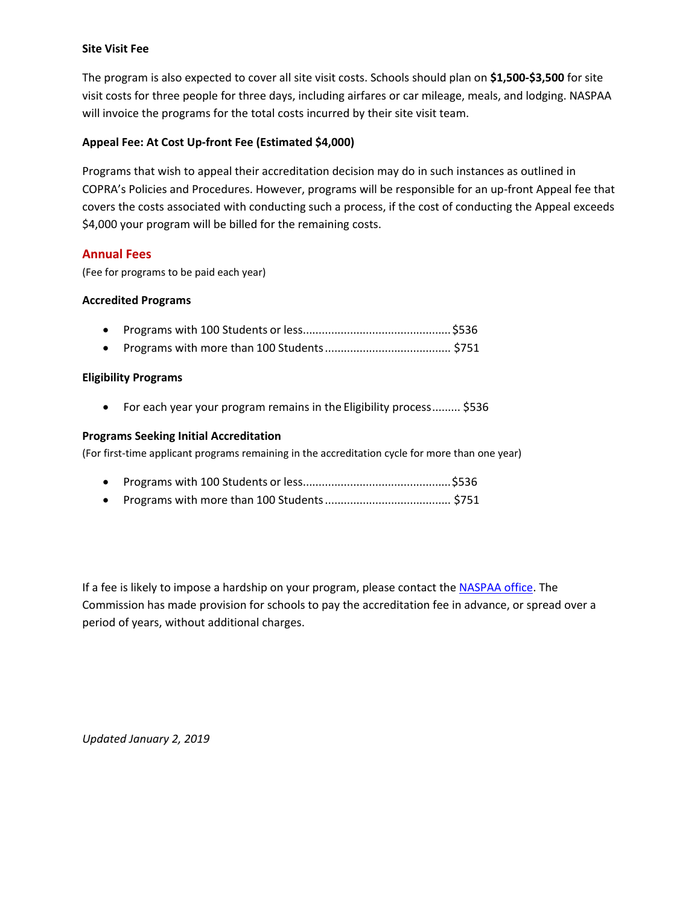**Site Visit Fee**

The program is also expected to cover all site visit costs. Schools should plan on **$1,500-$3,500** for site visit costs for three people for three days, including airfares or car mileage, meals, and lodging. NASPAA will invoice the programs for the total costs incurred by their site visit team.

**Appeal Fee: At Cost Up-front Fee (Estimated $4,000)**

Programs that wish to appeal their accreditation decision may do in such instances as outlined in COPRA's Policies and Procedures. However, programs will be responsible for an up-front Appeal fee that covers the costs associated with conducting such a process, if the cost of conducting the Appeal exceeds $4,000 your program will be billed for the remaining costs.

## Annual Fees

(Fee for programs to be paid each year)

**Accredited Programs**

- Programs with 100 Students or less............................................. $536
- Programs with more than 100 Students ....................................... $751

**Eligibility Programs**

- For each year your program remains in the Eligibility process......... $536

**Programs Seeking Initial Accreditation**

(For first-time applicant programs remaining in the accreditation cycle for more than one year)

- Programs with 100 Students or less............................................. $536
- Programs with more than 100 Students ....................................... $751

If a fee is likely to impose a hardship on your program, please contact the [NASPAA office](). The Commission has made provision for schools to pay the accreditation fee in advance, or spread over a period of years, without additional charges.

*Updated January 2, 2019*